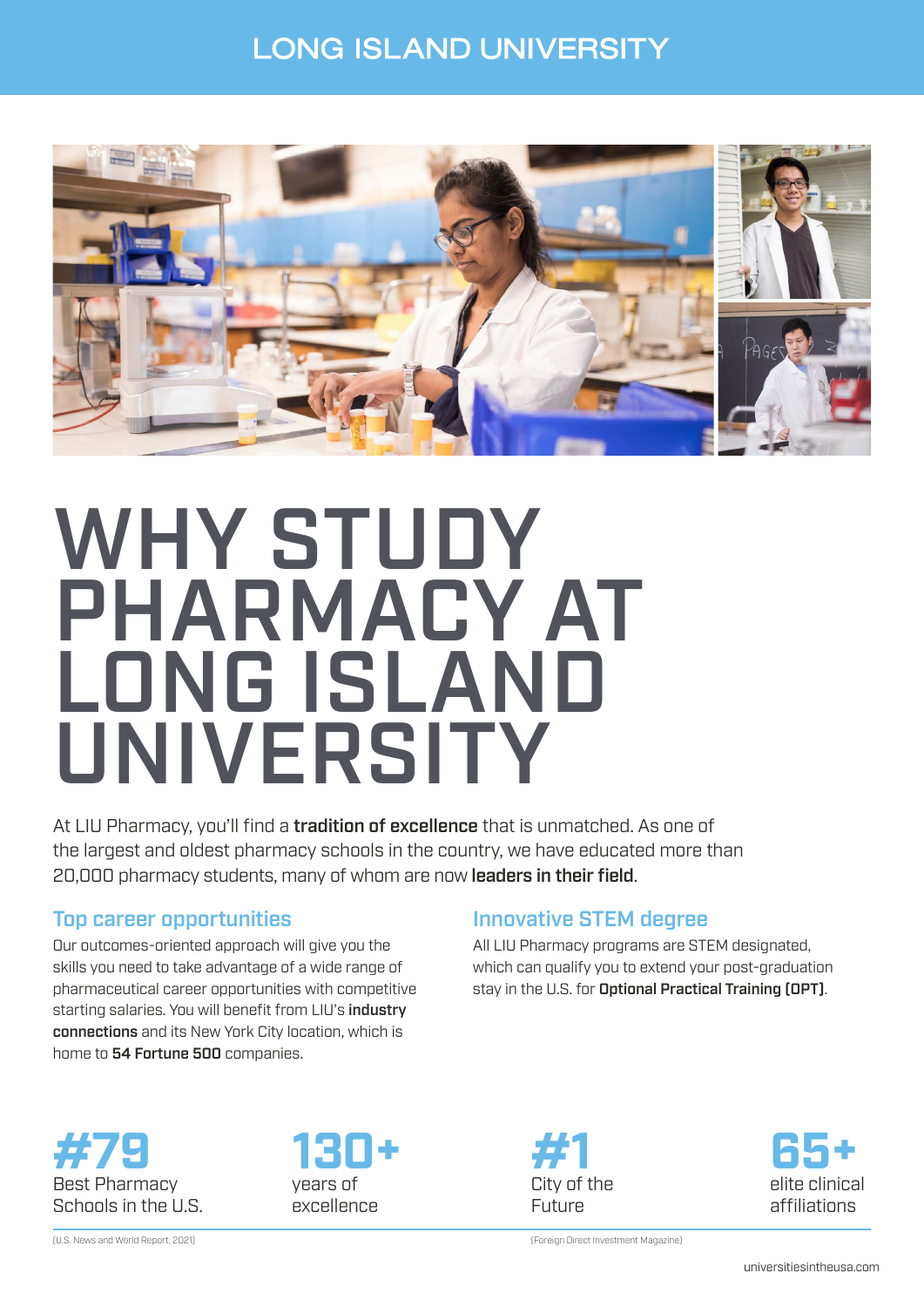# LONG ISLAND UNIVERSITY

# WHY STUDY PHARMACY AT LONG ISLAND UNIVERSITY

At LIU Pharmacy, you'll find a **tradition of excellence** that is unmatched. As one of the largest and oldest pharmacy schools in the country, we have educated more than 20,000 pharmacy students, many of whom are now **leaders in their field**.

## Top career opportunities

Our outcomes-oriented approach will give you the skills you need to take advantage of a wide range of pharmaceutical career opportunities with competitive starting salaries. You will benefit from LIU's **industry connections** and its New York City location, which is home to **54 Fortune 500** companies.

## Innovative STEM degree

All LIU Pharmacy programs are STEM designated, which can qualify you to extend your post-graduation stay in the U.S. for **Optional Practical Training (OPT)**.

**#79**
Best Pharmacy Schools in the U.S.

**130+**
years of excellence

**#1**
City of the Future

**65+**
elite clinical affiliations

(U.S. News and World Report, 2021)

(Foreign Direct Investment Magazine)

universitiesintheusa.com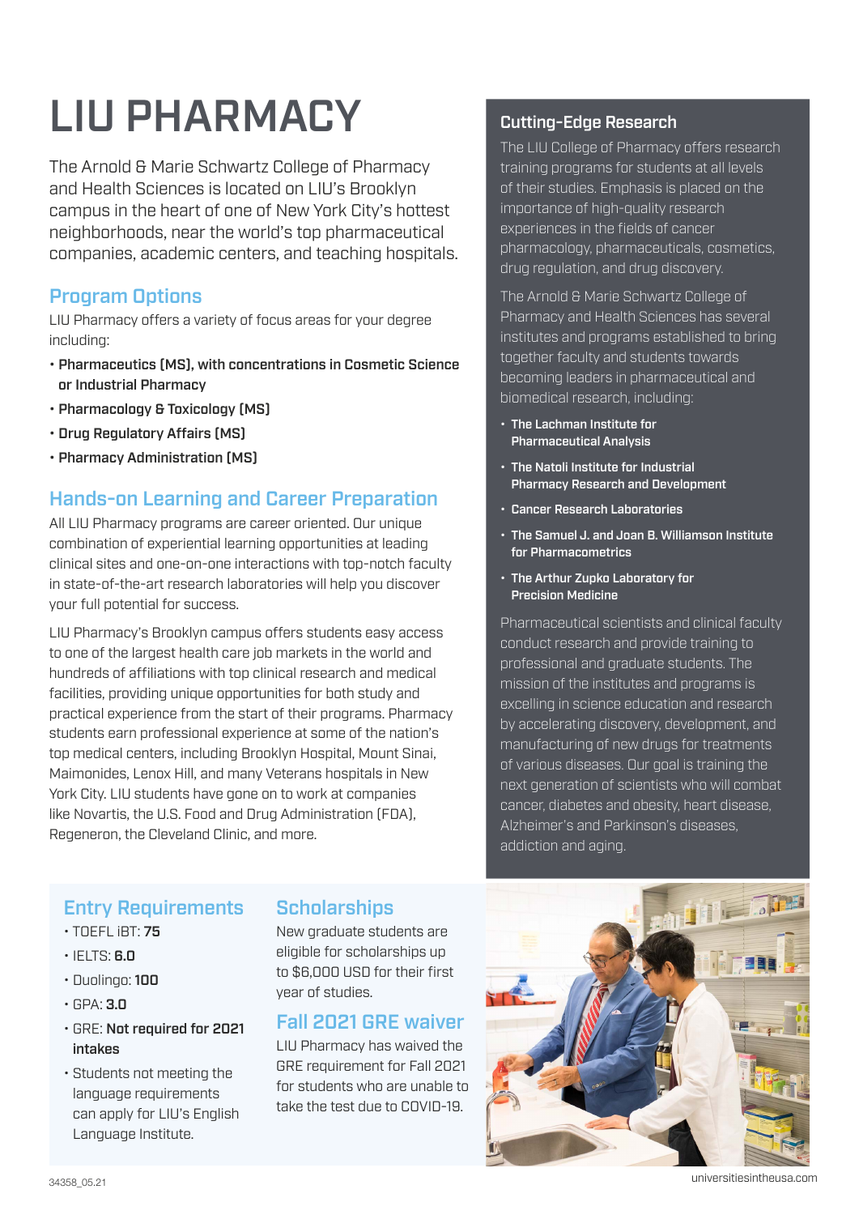# LIU PHARMACY

The Arnold & Marie Schwartz College of Pharmacy and Health Sciences is located on LIU's Brooklyn campus in the heart of one of New York City's hottest neighborhoods, near the world's top pharmaceutical companies, academic centers, and teaching hospitals.

## Program Options

LIU Pharmacy offers a variety of focus areas for your degree including:

- **Pharmaceutics (MS), with concentrations in Cosmetic Science or Industrial Pharmacy**
- **Pharmacology & Toxicology (MS)**
- **Drug Regulatory Affairs (MS)**
- **Pharmacy Administration (MS)**

## Hands-on Learning and Career Preparation

All LIU Pharmacy programs are career oriented. Our unique combination of experiential learning opportunities at leading clinical sites and one-on-one interactions with top-notch faculty in state-of-the-art research laboratories will help you discover your full potential for success.

LIU Pharmacy's Brooklyn campus offers students easy access to one of the largest health care job markets in the world and hundreds of affiliations with top clinical research and medical facilities, providing unique opportunities for both study and practical experience from the start of their programs. Pharmacy students earn professional experience at some of the nation's top medical centers, including Brooklyn Hospital, Mount Sinai, Maimonides, Lenox Hill, and many Veterans hospitals in New York City. LIU students have gone on to work at companies like Novartis, the U.S. Food and Drug Administration (FDA), Regeneron, the Cleveland Clinic, and more.

## Cutting-Edge Research

The LIU College of Pharmacy offers research training programs for students at all levels of their studies. Emphasis is placed on the importance of high-quality research experiences in the fields of cancer pharmacology, pharmaceuticals, cosmetics, drug regulation, and drug discovery.

The Arnold & Marie Schwartz College of Pharmacy and Health Sciences has several institutes and programs established to bring together faculty and students towards becoming leaders in pharmaceutical and biomedical research, including:

- **The Lachman Institute for Pharmaceutical Analysis**
- **The Natoli Institute for Industrial Pharmacy Research and Development**
- **Cancer Research Laboratories**
- **The Samuel J. and Joan B. Williamson Institute for Pharmacometrics**
- **The Arthur Zupko Laboratory for Precision Medicine**

Pharmaceutical scientists and clinical faculty conduct research and provide training to professional and graduate students. The mission of the institutes and programs is excelling in science education and research by accelerating discovery, development, and manufacturing of new drugs for treatments of various diseases. Our goal is training the next generation of scientists who will combat cancer, diabetes and obesity, heart disease, Alzheimer's and Parkinson's diseases, addiction and aging.

## Entry Requirements

- TOEFL iBT: **75**
- IELTS: **6.0**
- Duolingo: **100**
- GPA: **3.0**
- GRE: **Not required for 2021 intakes**
- Students not meeting the language requirements can apply for LIU's English Language Institute.

## Scholarships

New graduate students are eligible for scholarships up to $6,000 USD for their first year of studies.

## Fall 2021 GRE waiver

LIU Pharmacy has waived the GRE requirement for Fall 2021 for students who are unable to take the test due to COVID-19.

34358_05.21

universitiesintheusa.com